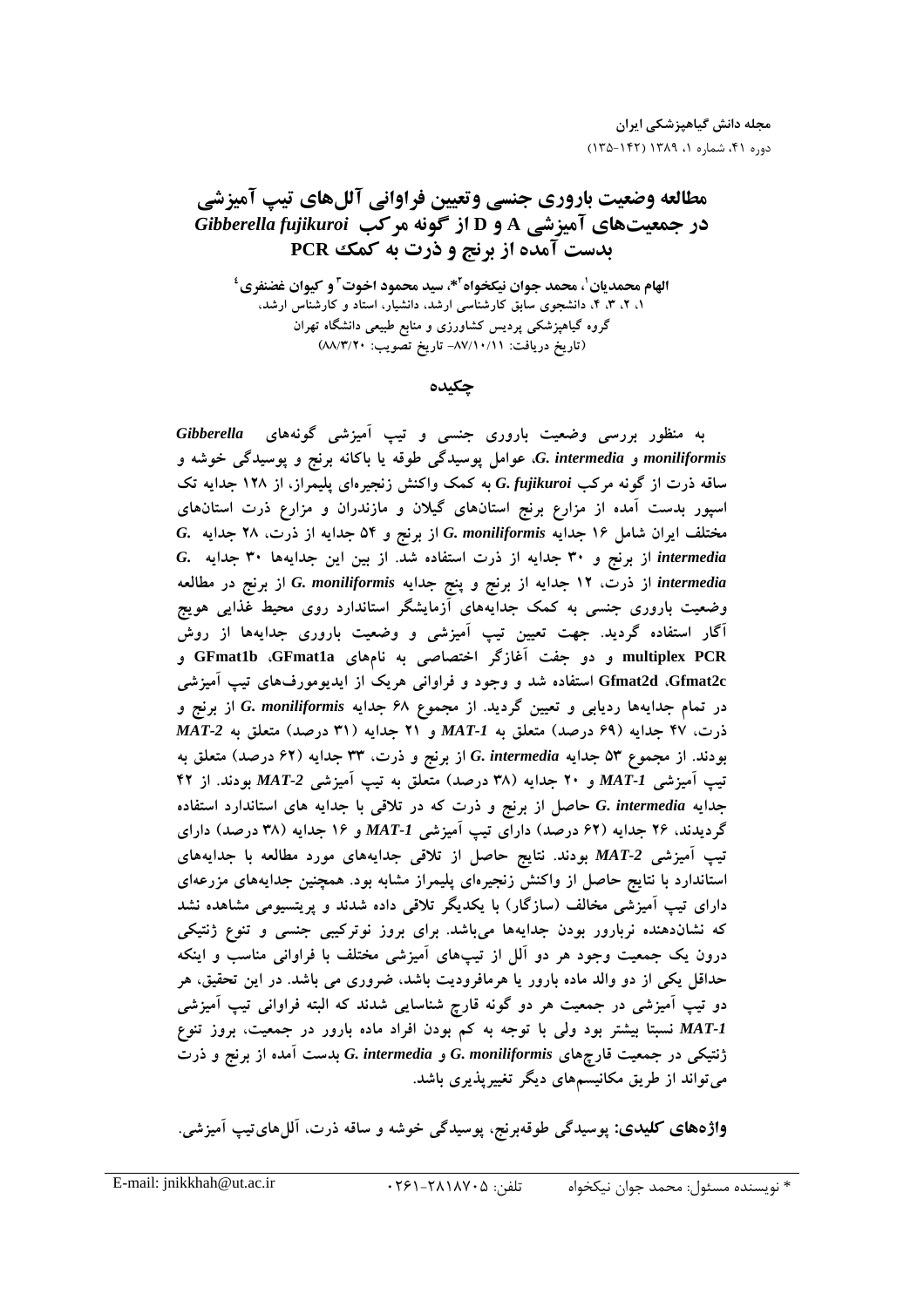# مطالعه وضعیت باروری جنسی وتعیین فراوانی آلل‌های تیپ آمیزشی در جمعیت‌های آمیزشی A و D از گونه مرکب *Gibberella fujikuroi* بدست آمده از برنج و ذرت به کمک PCR

**الهام محمدیان[1]، محمد جوان نیکخواه[2*]، سید محمود اخوت[3] و کیوان غضنفری[4]**

۱، ۲، ۳، ۴، دانشجوی سابق کارشناسی ارشد، دانشیار، استاد و کارشناس ارشد، گروه گیاهپزشکی پردیس کشاورزی و منابع طبیعی دانشگاه تهران

(تاریخ دریافت: ۸۷/۱۰/۱۱- تاریخ تصویب: ۸۸/۳/۲۰)

## چکیده

به منظور بررسی وضعیت باروری جنسی و تیپ آمیزشی گونه‌های *Gibberella moniliformis* و *G. intermedia*، عوامل پوسیدگی طوقه یا باکانه برنج و پوسیدگی خوشه و ساقه ذرت از گونه مرکب *G. fujikuroi* به کمک واکنش زنجیره‌ای پلیمراز، از ۱۲۸ جدایه تک اسپور بدست آمده از مزارع برنج استان‌های گیلان و مازندران و مزارع ذرت استان‌های مختلف ایران شامل ۱۶ جدایه *G. moniliformis* از برنج و ۵۴ جدایه از ذرت، ۲۸ جدایه *G. intermedia* از برنج و ۳۰ جدایه از ذرت استفاده شد. از بین این جدایه‌ها ۳۰ جدایه *G. intermedia* از ذرت، ۱۲ جدایه از برنج و پنج جدایه *G. moniliformis* از برنج در مطالعه وضعیت باروری جنسی به کمک جدایه‌های آزمایشگر استاندارد روی محیط غذایی هویج آگار استفاده گردید. جهت تعیین تیپ آمیزشی و وضعیت باروری جدایه‌ها از روش multiplex PCR و دو جفت آغازگر اختصاصی به نام‌های GFmat1a، GFmat1b و Gfmat2c، Gfmat2d استفاده شد و وجود و فراوانی هریک از ایدیومورف‌های تیپ آمیزشی در تمام جدایه‌ها ردیابی و تعیین گردید. از مجموع ۶۸ جدایه *G. moniliformis* از برنج و ذرت، ۴۷ جدایه (۶۹ درصد) متعلق به *MAT-1* و ۲۱ جدایه (۳۱ درصد) متعلق به *MAT-2* بودند. از مجموع ۵۳ جدایه *G. intermedia* از برنج و ذرت، ۳۳ جدایه (۶۲ درصد) متعلق به تیپ آمیزشی *MAT-1* و ۲۰ جدایه (۳۸ درصد) متعلق به تیپ آمیزشی *MAT-2* بودند. از ۴۲ جدایه *G. intermedia* حاصل از برنج و ذرت که در تلاقی با جدایه های استاندارد استفاده گردیدند، ۲۶ جدایه (۶۲ درصد) دارای تیپ آمیزشی *MAT-1* و ۱۶ جدایه (۳۸ درصد) دارای تیپ آمیزشی *MAT-2* بودند. نتایج حاصل از تلاقی جدایه‌های مورد مطالعه با جدایه‌های استاندارد با نتایج حاصل از واکنش زنجیره‌ای پلیمراز مشابه بود. همچنین جدایه‌های مزرعه‌ای دارای تیپ آمیزشی مخالف (سازگار) با یکدیگر تلاقی داده شدند و پریتسیومی مشاهده نشد که نشان‌دهنده نربارور بودن جدایه‌ها می‌باشد. برای بروز نوترکیبی جنسی و تنوع ژنتیکی درون یک جمعیت وجود هر دو آلل از تیپ‌های آمیزشی مختلف با فراوانی مناسب و اینکه حداقل یکی از دو والد ماده بارور یا هرمافرودیت باشد، ضروری می باشد. در این تحقیق، هر دو تیپ آمیزشی در جمعیت هر دو گونه قارچ شناسایی شدند که البته فراوانی تیپ آمیزشی *MAT-1* نسبتا بیشتر بود ولی با توجه به کم بودن افراد ماده بارور در جمعیت، بروز تنوع ژنتیکی در جمعیت قارچ‌های *G. moniliformis* و *G. intermedia* بدست آمده از برنج و ذرت می‌تواند از طریق مکانیسم‌های دیگر تغییرپذیری باشد.

**واژه‌های کلیدی:** پوسیدگی طوقه‌برنج، پوسیدگی خوشه و ساقه ذرت، آلل‌های‌تیپ آمیزشی.

\* نویسنده مسئول: محمد جوان نیکخواه  تلفن: ۰۲۶۱-۲۸۱۸۷۰۵  E-mail: jnikkhah@ut.ac.ir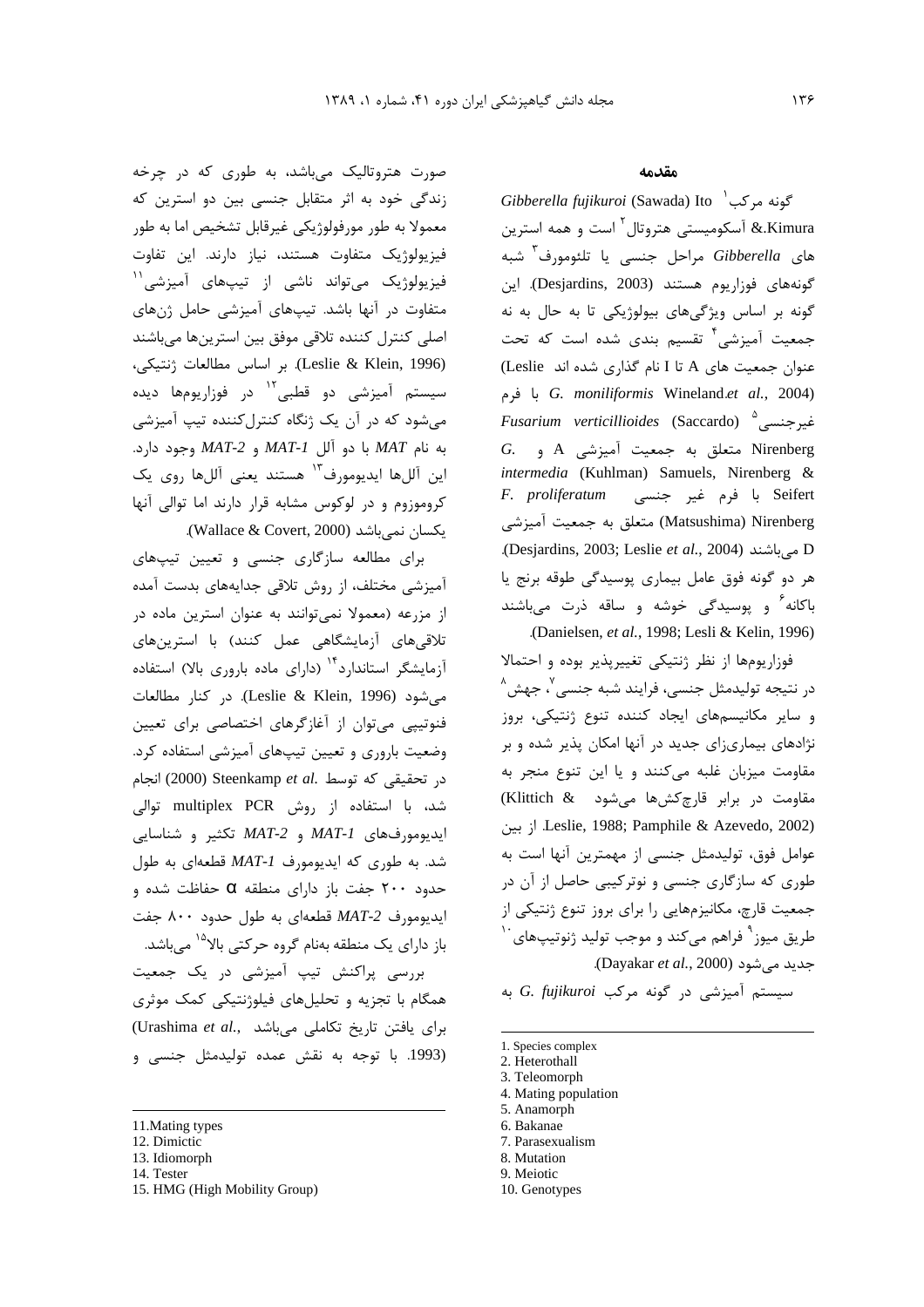## مقدمه

گونه مرکب[1] Gibberella fujikuroi (Sawada) Ito &.Kimura آسکومیستی هتروتال[2] است و همه استرین های *Gibberella* مراحل جنسی یا تلئومورف[3] شبه گونه‌های فوزاریوم هستند (Desjardins, 2003). این گونه بر اساس ویژگی‌های بیولوژیکی تا به حال به نه جمعیت آمیزشی[4] تقسیم بندی شده است که تحت عنوان جمعیت های A تا I نام گذاری شده اند (Leslie *et al.*, 2004). *G. moniliformis* Wineland با فرم غیرجنسی[5] *Fusarium verticillioides* (Saccardo) Nirenberg متعلق به جمعیت آمیزشی A و *G. intermedia* (Kuhlman) Samuels, Nirenberg & Seifert با فرم غیر جنسی *F. proliferatum* (Matsushima) Nirenberg متعلق به جمعیت آمیزشی D می‌باشند (Desjardins, 2003; Leslie *et al.*, 2004). هر دو گونه فوق عامل بیماری پوسیدگی طوقه برنج یا باکانه[6] و پوسیدگی خوشه و ساقه ذرت می‌باشند (Danielsen, *et al.*, 1998; Lesli & Kelin, 1996).

فوزاریوم‌ها از نظر ژنتیکی تغییرپذیر بوده و احتمالا در نتیجه تولیدمثل جنسی، فرایند شبه جنسی[7]، جهش[8] و سایر مکانیسم‌های ایجاد کننده تنوع ژنتیکی، بروز نژادهای بیماری‌زای جدید در آنها امکان پذیر شده و بر مقاومت میزبان غلبه می‌کنند و یا این تنوع منجر به مقاومت در برابر قارچ‌کش‌ها می‌شود (Klittich & Leslie, 1988; Pamphile & Azevedo, 2002). از بین عوامل فوق، تولیدمثل جنسی از مهمترین آنها است به طوری که سازگاری جنسی و نوترکیبی حاصل از آن در جمعیت قارچ، مکانیزم‌هایی را برای بروز تنوع ژنتیکی از طریق میوز[9] فراهم می‌کند و موجب تولید ژنوتیپ‌های[10] جدید می‌شود (Dayakar *et al.*, 2000).

سیستم آمیزشی در گونه مرکب *G. fujikuroi* به صورت هتروتالیک می‌باشد، به طوری که در چرخه زندگی خود به اثر متقابل جنسی بین دو استرین که معمولا به طور مورفولوژیکی غیرقابل تشخیص اما به طور فیزیولوژیک متفاوت هستند، نیاز دارند. این تفاوت فیزیولوژیک می‌تواند ناشی از تیپ‌های آمیزشی[11] متفاوت در آنها باشد. تیپ‌های آمیزشی حامل ژن‌های اصلی کنترل کننده تلاقی موفق بین استرین‌ها می‌باشند (Leslie & Klein, 1996). بر اساس مطالعات ژنتیکی، سیستم آمیزشی دو قطبی[12] در فوزاریوم‌ها دیده می‌شود که در آن یک ژنگاه کنترل‌کننده تیپ آمیزشی به نام *MAT* با دو آلل *MAT-1* و *MAT-2* وجود دارد. این آلل‌ها ایدیومورف[13] هستند یعنی آلل‌ها روی یک کروموزوم و در لوکوس مشابه قرار دارند اما توالی آنها یکسان نمی‌باشد (Wallace & Covert, 2000).

برای مطالعه سازگاری جنسی و تعیین تیپ‌های آمیزشی مختلف، از روش تلاقی جدایه‌های بدست آمده از مزرعه (معمولا نمی‌توانند به عنوان استرین ماده در تلاقی‌های آزمایشگاهی عمل کنند) با استرین‌های آزمایشگر استاندارد[14] (دارای ماده باروری بالا) استفاده می‌شود (Leslie & Klein, 1996). در کنار مطالعات فنوتیپی می‌توان از آغازگرهای اختصاصی برای تعیین وضعیت باروری و تعیین تیپ‌های آمیزشی استفاده کرد. در تحقیقی که توسط Steenkamp *et al.* (2000) انجام شد، با استفاده از روش multiplex PCR توالی ایدیومورف‌های *MAT-1* و *MAT-2* تکثیر و شناسایی شد. به طوری که ایدیومورف *MAT-1* قطعه‌ای به طول حدود ۲۰۰ جفت باز دارای منطقه $\alpha$ حفاظت شده و ایدیومورف *MAT-2* قطعه‌ای به طول حدود ۸۰۰ جفت باز دارای یک منطقه به‌نام گروه حرکتی بالا[15] می‌باشد.

بررسی پراکنش تیپ آمیزشی در یک جمعیت همگام با تجزیه و تحلیل‌های فیلوژنتیکی کمک موثری برای یافتن تاریخ تکاملی می‌باشد (Urashima *et al.*, 1993). با توجه به نقش عمده تولیدمثل جنسی و

---

1. Species complex
2. Heterothall
3. Teleomorph
4. Mating population
5. Anamorph
6. Bakanae
7. Parasexualism
8. Mutation
9. Meiotic
10. Genotypes
11. Mating types
12. Dimictic
13. Idiomorph
14. Tester
15. HMG (High Mobility Group)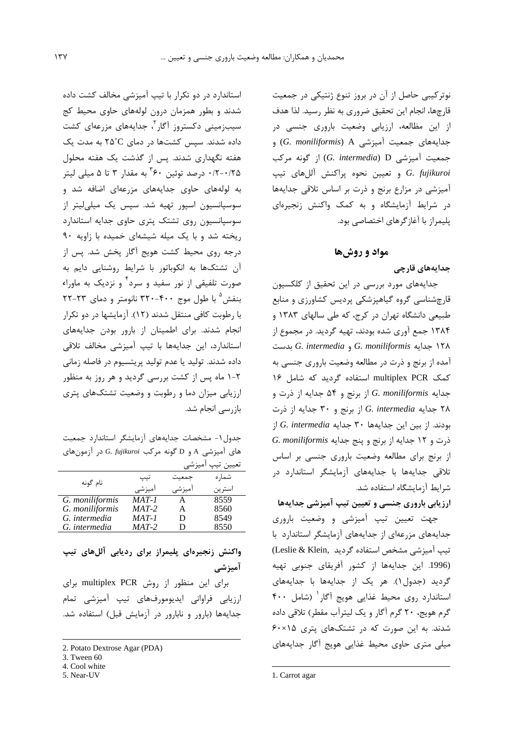نوترکیبی حاصل از آن در بروز تنوع ژنتیکی در جمعیت قارچها، انجام این تحقیق ضروری به نظر رسید. لذا هدف از این مطالعه، ارزیابی وضعیت باروری جنسی در جدایه‌های جمعیت آمیزشی A (*G. moniliformis*) و جمعیت آمیزشی D (*G. intermedia*) از گونه مرکب *G. fujikuroi* و تعیین نحوه پراکنش آلل‌های تیپ آمیزشی در مزارع برنج و ذرت بر اساس تلاقی جدایه‌ها در شرایط آزمایشگاه و به کمک واکنش زنجیره‌ای پلیمراز با آغازگرهای اختصاصی بود.

## مواد و روش‌ها

### جدایه‌های قارچی

جدایه‌های مورد بررسی در این تحقیق از کلکسیون قارچ‌شناسی گروه گیاهپزشکی پردیس کشاورزی و منابع طبیعی دانشگاه تهران در کرج، که طی سالهای ۱۳۸۳ و ۱۳۸۴ جمع آوری شده بودند، تهیه گردید. در مجموع از ۱۲۸ جدایه *G. moniliformis* و *G. intermedia* بدست آمده از برنج و ذرت در مطالعه وضعیت باروری جنسی به کمک multiplex PCR استفاده گردید که شامل ۱۶ جدایه *G. moniliformis* از برنج و ۵۴ جدایه از ذرت و ۲۸ جدایه *G. intermedia* از برنج و ۳۰ جدایه از ذرت بودند. از بین این جدایه‌ها ۳۰ جدایه *G. intermedia* از ذرت و ۱۲ جدایه از برنج و پنج جدایه *G. moniliformis* از برنج برای مطالعه وضعیت باروری جنسی بر اساس تلاقی جدایه‌ها با جدایه‌های آزمایشگر استاندارد در شرایط آزمایشگاه استفاده شد.

### ارزیابی باروری جنسی و تعیین تیپ آمیزشی جدایه‌ها

جهت تعیین تیپ آمیزشی و وضعیت باروری جدایه‌های مزرعه‌ای از جدایه‌های آزمایشگر استاندارد با تیپ آمیزشی مشخص استفاده گردید (Leslie & Klein, 1996). این جدایه‌ها از کشور آفریقای جنوبی تهیه گردید (جدول۱). هر یک از جدایه‌ها با جدایه‌های استاندارد روی محیط غذایی هویج آگار[1] (شامل ۴۰۰ گرم هویج، ۲۰ گرم آگار و یک لیترآب مقطر) تلاقی داده شدند. به این صورت که در تشتک‌های پتری ۱۵×۶۰ میلی متری حاوی محیط غذایی هویج آگار جدایه‌های استاندارد در دو تکرار با تیپ آمیزشی مخالف کشت داده شدند و بطور همزمان درون لوله‌های حاوی محیط کج سیب‌زمینی دکستروز آگار[2]، جدایه‌های مزرعه‌ای کشت داده شدند. سپس کشت‌ها در دمای ۲۵°C به مدت یک هفته نگهداری شدند. پس از گذشت یک هفته محلول ۰/۲۵-۰/۲ درصد توئین ۶۰[3] به مقدار ۳ تا ۵ میلی لیتر به لوله‌های حاوی جدایه‌های مزرعه‌ای اضافه شد و سوسپانسیون اسپور تهیه شد. سپس یک میلی‌لیتر از سوسپانسیون روی تشتک پتری حاوی جدایه استاندارد ریخته شد و با یک میله شیشه‌ای خمیده با زاویه ۹۰ درجه روی محیط کشت هویج آگار پخش شد. پس از آن تشتک‌ها به انکوباتور با شرایط روشنایی دایم به صورت تلفیقی از نور سفید و سرد[4] و نزدیک به ماوراء بنفش[5] با طول موج ۴۰۰-۳۲۰ نانومتر و دمای ۲۳-۲۲ با رطوبت کافی منتقل شدند (۱۲). آزمایشها در دو تکرار انجام شدند. برای اطمینان از بارور بودن جدایه‌های استاندارد، این جدایه‌ها با تیپ آمیزشی مخالف تلاقی داده شدند. تولید یا عدم تولید پریتسیوم در فاصله زمانی ۲-۱ ماه پس از کشت بررسی گردید و هر روز به منظور ارزیابی میزان دما و رطوبت و وضعیت تشتک‌های پتری بازرسی انجام شد.

جدول۱- مشخصات جدایه‌های آزمایشگر استاندارد جمعیت های آمیزشی A و D گونه مرکب *G. fujikuroi* در آزمون‌های تعیین تیپ آمیزشی

| شماره استرین | جمعیت آمیزشی | تیپ آمیزشی | نام گونه |
|---|---|---|---|
| 8559 | A | *MAT-1* | *G. moniliformis* |
| 8560 | A | *MAT-2* | *G. moniliformis* |
| 8549 | D | *MAT-1* | *G. intermedia* |
| 8550 | D | *MAT-2* | *G. intermedia* |

### واکنش زنجیره‌ای پلیمراز برای ردیابی آلل‌های تیپ آمیزشی

برای این منظور از روش multiplex PCR برای ارزیابی فراوانی ایدیومورف‌های تیپ آمیزشی تمام جدایه‌ها (بارور و نابارور در آزمایش قبل) استفاده شد.

---

1. Carrot agar
2. Potato Dextrose Agar (PDA)
3. Tween 60
4. Cool white
5. Near-UV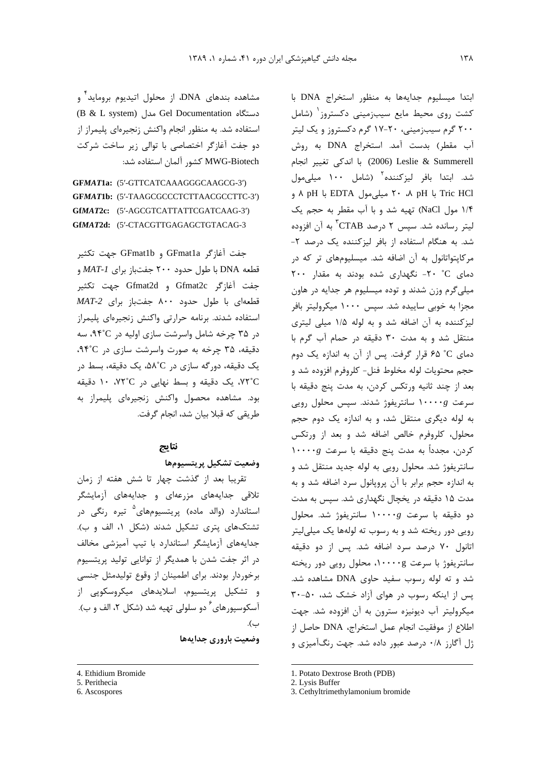ابتدا میسلیوم جدایه‌ها به منظور استخراج DNA با کشت روی محیط مایع سیب‌زمینی دکستروز[1] (شامل ۲۰۰ گرم سیب‌زمینی، ۲۰-۱۷ گرم دکستروز و یک لیتر آب مقطر) بدست آمد. استخراج DNA به روش Leslie & Summerell (2006) با اندکی تغییر انجام شد. ابتدا بافر لیزکننده[2] (شامل ۱۰۰ میلی‌مول Tric HCl با pH ۸، ۲۰ میلی‌مول EDTA با pH ۸ و ۱/۴ مول NaCl) تهیه شد و با آب مقطر به حجم یک لیتر رسانده شد. سپس ۲ درصد CTAB[3] به آن افزوده شد. به هنگام استفاده از بافر لیزکننده یک درصد ۲-مرکاپتواتانول به آن اضافه شد. میسلیوم‌های تر که در دمای ‎-۲۰ °C‎ نگهداری شده بودند به مقدار ۲۰۰ میلی‌گرم وزن شدند و توده میسلیوم هر جدایه در هاون مجزا به خوبی ساییده شد. سپس ۱۰۰۰ میکرولیتر بافر لیزکننده به آن اضافه شد و به لوله ۱/۵ میلی لیتری منتقل شد و به مدت ۳۰ دقیقه در حمام آب گرم با دمای ‎۶۵ °C‎ قرار گرفت. پس از آن به اندازه یک دوم حجم محتویات لوله مخلوط فنل- کلروفرم افزوده شد و بعد از چند ثانیه ورتکس کردن، به مدت پنج دقیقه با سرعت ۱۰۰۰۰$g$ سانتریفوژ شدند. سپس محلول رویی به لوله دیگری منتقل شد، و به اندازه یک دوم حجم محلول، کلروفرم خالص اضافه شد و بعد از ورتکس کردن، مجدداً به مدت پنج دقیقه با سرعت ۱۰۰۰۰$g$ سانتریفوژ شد. محلول رویی به لوله جدید منتقل شد و به اندازه حجم برابر با آن پروپانول سرد اضافه شد و به مدت ۱۵ دقیقه در یخچال نگهداری شد. سپس به مدت دو دقیقه با سرعت ۱۰۰۰۰$g$ سانتریفوژ شد. محلول رویی دور ریخته شد و به رسوب ته لوله‌ها یک میلی‌لیتر اتانول ۷۰ درصد سرد اضافه شد. پس از دو دقیقه سانتریفوژ با سرعت ۱۰۰۰۰g، محلول رویی دور ریخته شد و ته لوله رسوب سفید حاوی DNA مشاهده شد. پس از اینکه رسوب در هوای آزاد خشک شد، ۵۰-۳۰ میکرولیتر آب دیونیزه سترون به آن افزوده شد. جهت اطلاع از موفقیت انجام عمل استخراج، DNA حاصل از ژل آگارز ۰/۸ درصد عبور داده شد. جهت رنگ‌آمیزی و مشاهده بندهای DNA، از محلول اتیدیوم بروماید[4] و دستگاه Gel Documentation مدل (B & L system) استفاده شد. به منظور انجام واکنش زنجیره‌ای پلیمراز از دو جفت آغازگر اختصاصی با توالی زیر ساخت شرکت MWG-Biotech کشور آلمان استفاده شد:

**GF*MAT*1a:** (5′-GTTCATCAAAGGGCAAGCG-3′)
**GF*MAT*1b:** (5′-TAAGCGCCCTCTTAACGCCTTC-3′)
**Gf*MAT*2c:** (5′-AGCGTCATTATTCGATCAAG-3′)
**Gf*MAT*2d:** (5′-CTACGTTGAGAGCTGTACAG-3

جفت آغازگر GFmat1a و GFmat1b جهت تکثیر قطعه DNA با طول حدود ۲۰۰ جفت‌باز برای *MAT-1* و جفت آغازگر Gfmat2c و Gfmat2d جهت تکثیر قطعه‌ای با طول حدود ۸۰۰ جفت‌باز برای *MAT-2* استفاده شدند. برنامه حرارتی واکنش زنجیره‌ای پلیمراز در ۳۵ چرخه شامل واسرشت سازی اولیه در ‎۹۴°C‎، سه دقیقه، ۳۵ چرخه به صورت واسرشت سازی در ‎۹۴°C‎، یک دقیقه، دورگه سازی در ‎۵۸°C‎، یک دقیقه، بسط در ‎۷۲°C‎، یک دقیقه و بسط نهایی در ‎۷۲°C‎، ۱۰ دقیقه بود. مشاهده محصول واکنش زنجیره‌ای پلیمراز به طریقی که قبلا بیان شد، انجام گرفت.

## نتایج

### وضعیت تشکیل پریتسیوم‌ها

تقریبا بعد از گذشت چهار تا شش هفته از زمان تلاقی جدایه‌های مزرعه‌ای و جدایه‌های آزمایشگر استاندارد (والد ماده) پریتسیوم‌های[5] تیره رنگی در تشتک‌های پتری تشکیل شدند (شکل ۱، الف و ب). جدایه‌های آزمایشگر استاندارد با تیپ آمیزشی مخالف در اثر جفت شدن با همدیگر از توانایی تولید پریتسیوم برخوردار بودند. برای اطمینان از وقوع تولیدمثل جنسی و تشکیل پریتسیوم، اسلایدهای میکروسکوپی از آسکوسپورهای[6] دو سلولی تهیه شد (شکل ۲، الف و ب).
ب).

### وضعیت باروری جدایه‌ها

---

1. Potato Dextrose Broth (PDB)
2. Lysis Buffer
3. Cethyltrimethylamonium bromide
4. Ethidium Bromide
5. Perithecia
6. Ascospores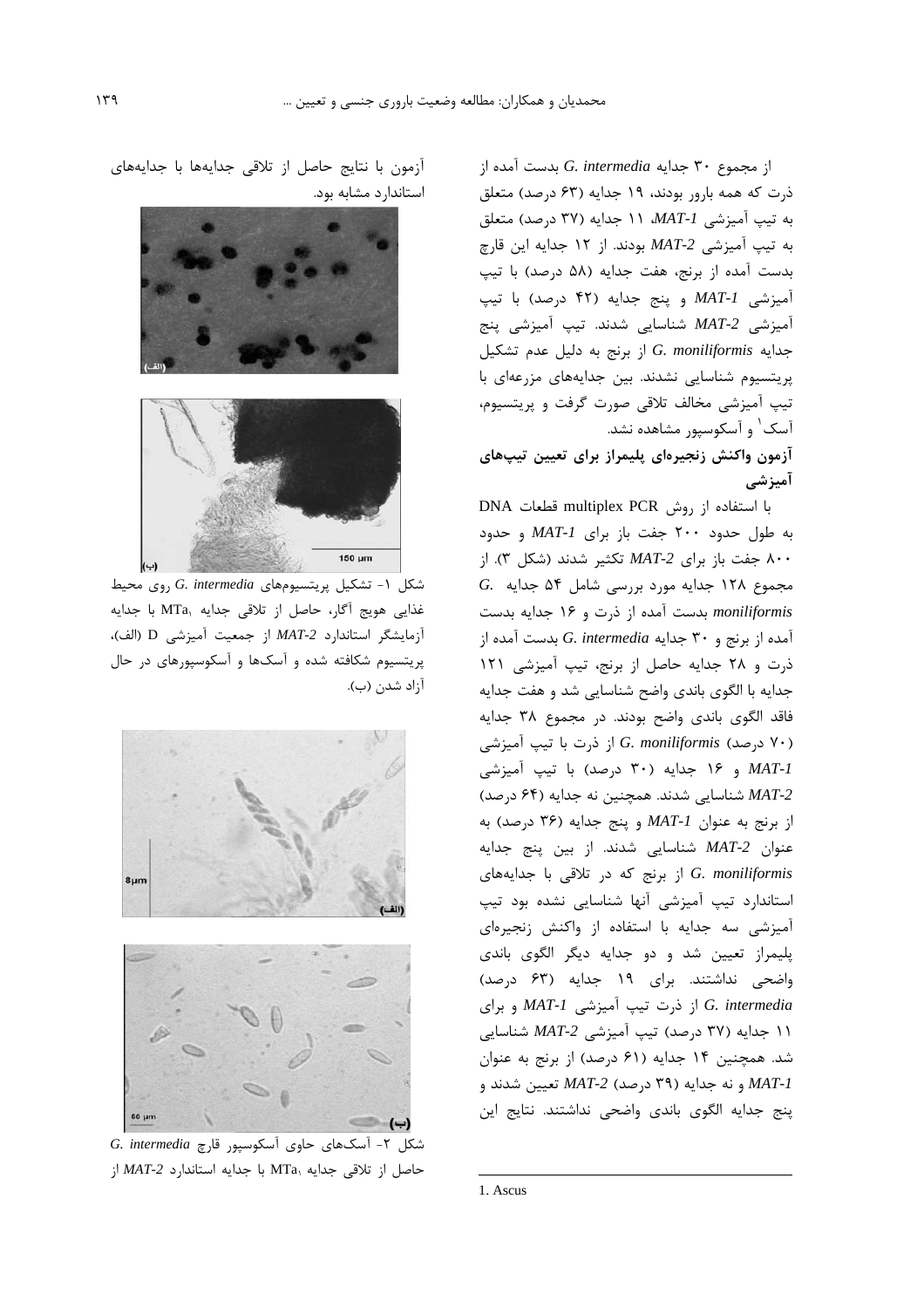از مجموع ۳۰ جدایه *G. intermedia* بدست آمده از ذرت که همه بارور بودند، ۱۹ جدایه (۶۳ درصد) متعلق به تیپ آمیزشی *MAT-1*، ۱۱ جدایه (۳۷ درصد) متعلق به تیپ آمیزشی *MAT-2* بودند. از ۱۲ جدایه این قارچ بدست آمده از برنج، هفت جدایه (۵۸ درصد) با تیپ آمیزشی *MAT-1* و پنج جدایه (۴۲ درصد) با تیپ آمیزشی *MAT-2* شناسایی شدند. تیپ آمیزشی پنج جدایه *G. moniliformis* از برنج به دلیل عدم تشکیل پریتسیوم شناسایی نشدند. بین جدایه‌های مزرعه‌ای با تیپ آمیزشی مخالف تلاقی صورت گرفت و پریتسیوم، آسک[1] و آسکوسپور مشاهده نشد.

**آزمون واکنش زنجیره‌ای پلیمراز برای تعیین تیپ‌های آمیزشی**

با استفاده از روش multiplex PCR قطعات DNA به طول حدود ۲۰۰ جفت باز برای *MAT-1* و حدود ۸۰۰ جفت باز برای *MAT-2* تکثیر شدند (شکل ۳). از مجموع ۱۲۸ جدایه مورد بررسی شامل ۵۴ جدایه *G. moniliformis* بدست آمده از ذرت و ۱۶ جدایه بدست آمده از برنج و ۳۰ جدایه *G. intermedia* بدست آمده از ذرت و ۲۸ جدایه حاصل از برنج، تیپ آمیزشی ۱۲۱ جدایه با الگوی باندی واضح شناسایی شد و هفت جدایه فاقد الگوی باندی واضح بودند. در مجموع ۳۸ جدایه (۷۰ درصد) *G. moniliformis* از ذرت با تیپ آمیزشی *MAT-1* و ۱۶ جدایه (۳۰ درصد) با تیپ آمیزشی *MAT-2* شناسایی شدند. همچنین نه جدایه (۶۴ درصد) از برنج به عنوان *MAT-1* و پنج جدایه (۳۶ درصد) به عنوان *MAT-2* شناسایی شدند. از بین پنج جدایه *G. moniliformis* از برنج که در تلاقی با جدایه‌های استاندارد تیپ آمیزشی آنها شناسایی نشده بود تیپ آمیزشی سه جدایه با استفاده از واکنش زنجیره‌ای پلیمراز تعیین شد و دو جدایه دیگر الگوی باندی واضحی نداشتند. برای ۱۹ جدایه (۶۳ درصد) *G. intermedia* از ذرت تیپ آمیزشی *MAT-1* و برای ۱۱ جدایه (۳۷ درصد) تیپ آمیزشی *MAT-2* شناسایی شد. همچنین ۱۴ جدایه (۶۱ درصد) از برنج به عنوان *MAT-1* و نه جدایه (۳۹ درصد) *MAT-2* تعیین شدند و پنج جدایه الگوی باندی واضحی نداشتند. نتایج این آزمون با نتایج حاصل از تلاقی جدایه‌ها با جدایه‌های استاندارد مشابه بود.

(الف)

150 µm

(ب)

شکل ۱- تشکیل پریتسیوم‌های *G. intermedia* روی محیط غذایی هویج آگار، حاصل از تلاقی جدایه $MTa_1$ با جدایه آزمایشگر استاندارد *MAT-2* از جمعیت آمیزشی D (الف)، پریتسیوم شکافته شده و آسک‌ها و آسکوسپورهای در حال آزاد شدن (ب).

8µm

(الف)

60 µm

(ب)

شکل ۲- آسک‌های حاوی آسکوسپور قارچ *G. intermedia* حاصل از تلاقی جدایه $MTa_1$ با جدایه استاندارد *MAT-2* از

1. Ascus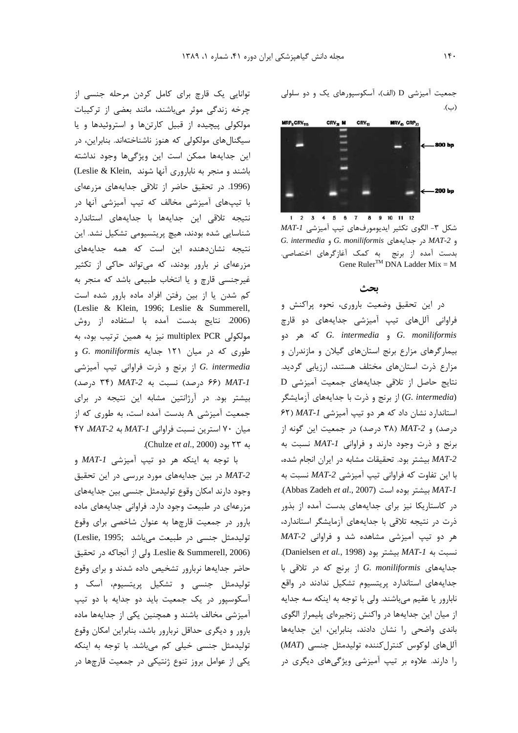جمعیت آمیزشی D (الف)، آسکوسپورهای یک و دو سلولی (ب).

MRP9 GRV115 GRV31 M GRV13 MRV45 GRP23

800 bp

200 bp

1 2 3 4 5 6 7 8 9 10 11 12

شکل ۳- الگوی تکثیر ایدیومورف‌های تیپ آمیزشی *MAT-1* و *MAT-2* در جدایه‌های *G. moniliformis* و *G. intermedia* بدست آمده از برنج به کمک آغازگرهای اختصاصی. Gene Ruler™ DNA Ladder Mix = M

## بحث

در این تحقیق وضعیت باروری، نحوه پراکنش و فراوانی آلل‌های تیپ آمیزشی جدایه‌های دو قارچ *G. moniliformis* و *G. intermedia* که هر دو بیمارگرهای مزارع برنج استان‌های گیلان و مازندران و مزارع ذرت استان‌های مختلف هستند، ارزیابی گردید. نتایج حاصل از تلاقی جدایه‌های جمعیت آمیزشی D (*G. intermedia*) از برنج و ذرت با جدایه‌های آزمایشگر استاندارد نشان داد که هر دو تیپ آمیزشی *MAT-1* (۶۲ درصد) و *MAT-2* (۳۸ درصد) در جمعیت این گونه از برنج و ذرت وجود دارند و فراوانی *MAT-1* نسبت به *MAT-2* بیشتر بود. تحقیقات مشابه در ایران انجام شده، با این تفاوت که فراوانی تیپ آمیزشی *MAT-2* نسبت به *MAT-1* بیشتر بوده است (Abbas Zadeh *et al*., 2007). در کاستاریکا نیز برای جدایه‌های بدست آمده از بذور ذرت در نتیجه تلاقی با جدایه‌های آزمایشگر استاندارد، هر دو تیپ آمیزشی مشاهده شد و فراوانی *MAT-2* نسبت به *MAT-1* بیشتر بود (Danielsen *et al*., 1998). جدایه‌های *G. moniliformis* از برنج که در تلاقی با جدایه‌های استاندارد پریتسیوم تشکیل ندادند در واقع نابارور یا عقیم می‌باشند. ولی با توجه به اینکه سه جدایه از میان این جدایه‌ها در واکنش زنجیره‌ای پلیمراز الگوی باندی واضحی را نشان دادند، بنابراین، این جدایه‌ها آلل‌های لوکوس کنترل‌کننده تولیدمثل جنسی (*MAT*) را دارند. علاوه بر تیپ آمیزشی ویژگی‌های دیگری در توانایی یک قارچ برای کامل کردن مرحله جنسی از چرخه زندگی موثر می‌باشند، مانند بعضی از ترکیبات مولکولی پیچیده از قبیل کارتن‌ها و استروئیدها و یا سیگنال‌های مولکولی که هنوز ناشناخته‌اند. بنابراین، در این جدایه‌ها ممکن است این ویژگی‌ها وجود نداشته باشند و منجر به ناباروری آنها شوند (Leslie & Klein, 1996). در تحقیق حاضر از تلاقی جدایه‌های مزرعه‌ای با تیپ‌های آمیزشی مخالف که تیپ آمیزشی آنها در نتیجه تلاقی این جدایه‌ها با جدایه‌های استاندارد شناسایی شده بودند، هیچ پریتسیومی تشکیل نشد. این نتیجه نشان‌دهنده این است که همه جدایه‌های مزرعه‌ای نر بارور بودند، که می‌تواند حاکی از تکثیر غیرجنسی قارچ و یا انتخاب طبیعی باشد که منجر به کم شدن یا از بین رفتن افراد ماده بارور شده است (Leslie & Klein, 1996; Leslie & Summerell, 2006). نتایج بدست آمده با استفاده از روش مولکولی multiplex PCR نیز به همین ترتیب بود، به طوری که در میان ۱۲۱ جدایه *G. moniliformis* و *G. intermedia* از برنج و ذرت فراوانی تیپ آمیزشی *MAT-1* (۶۶ درصد) نسبت به *MAT-2* (۳۴ درصد) بیشتر بود. در آرژانتین مشابه این نتیجه در برای جمعیت آمیزشی A بدست آمده است، به طوری که از میان ۷۰ استرین نسبت فراوانی *MAT-1* به *MAT-2*، ۴۷ به ۲۳ بود (Chulze *et al*., 2000).

با توجه به اینکه هر دو تیپ آمیزشی *MAT-1* و *MAT-2* در بین جدایه‌های مورد بررسی در این تحقیق وجود دارند امکان وقوع تولیدمثل جنسی بین جدایه‌های مزرعه‌ای در طبیعت وجود دارد. فراوانی جدایه‌های ماده بارور در جمعیت قارچ‌ها به عنوان شاخصی برای وقوع تولیدمثل جنسی در طبیعت می‌باشد (Leslie, 1995; Leslie & Summerell, 2006). ولی از آنجاکه در تحقیق حاضر جدایه‌ها نربارور تشخیص داده شدند و برای وقوع تولیدمثل جنسی و تشکیل پریتسیوم، آسک و آسکوسپور در یک جمعیت باید دو جدایه با دو تیپ آمیزشی مخالف باشند و همچنین یکی از جدایه‌ها ماده بارور و دیگری حداقل نربارور باشد، بنابراین امکان وقوع تولیدمثل جنسی خیلی کم می‌باشد. با توجه به اینکه یکی از عوامل بروز تنوع ژنتیکی در جمعیت قارچ‌ها در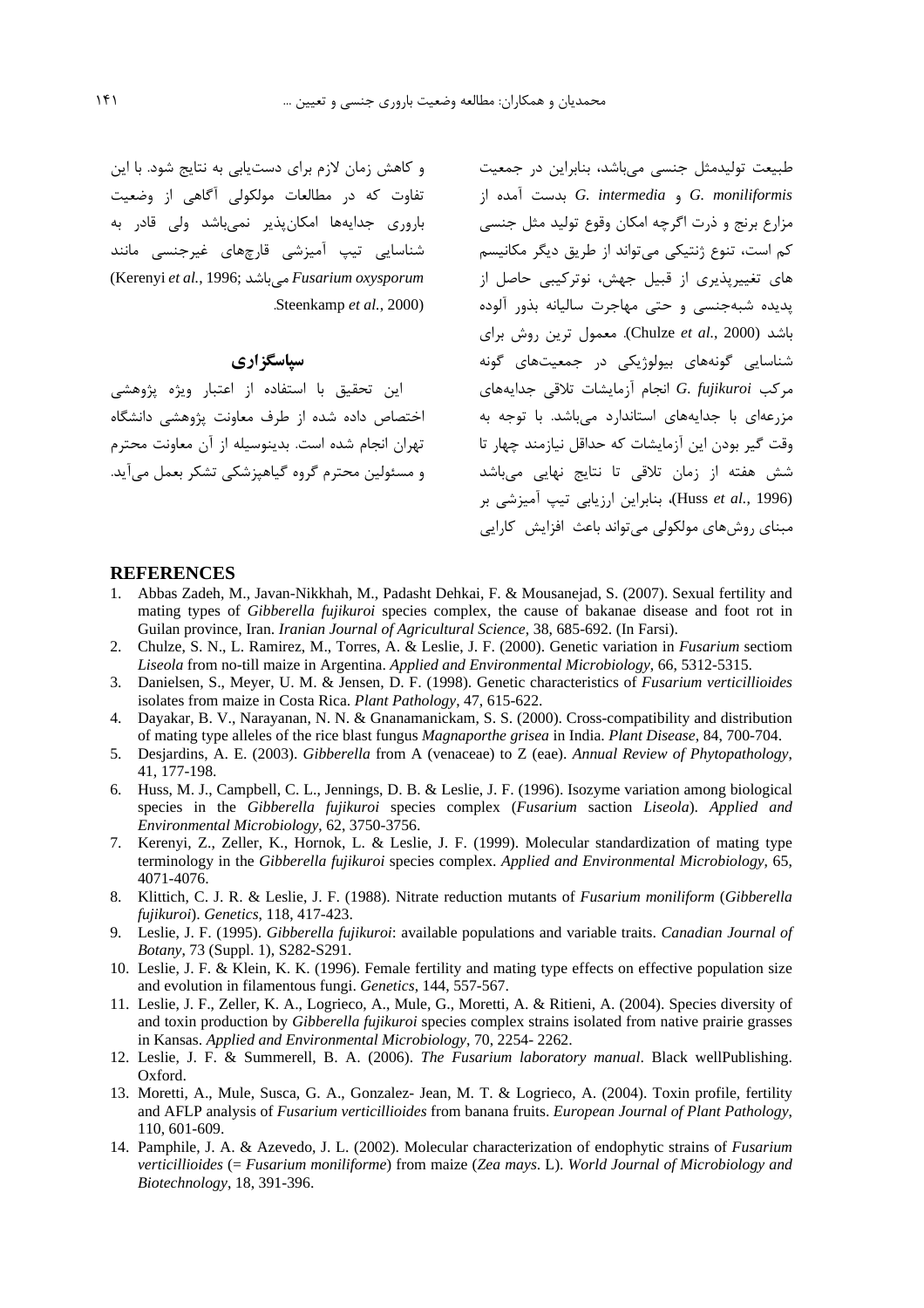طبیعت تولیدمثل جنسی می‌باشد، بنابراین در جمعیت *G. moniliformis* و *G. intermedia* بدست آمده از مزارع برنج و ذرت اگرچه امکان وقوع تولید مثل جنسی کم است، تنوع ژنتیکی می‌تواند از طریق دیگر مکانیسم های تغییرپذیری از قبیل جهش، نوترکیبی حاصل از پدیده شبه‌جنسی و حتی مهاجرت سالیانه بذور آلوده باشد (Chulze *et al.*, 2000). معمول ترین روش برای شناسایی گونه‌های بیولوژیکی در جمعیت‌های گونه مرکب *G. fujikuroi* انجام آزمایشات تلاقی جدایه‌های مزرعه‌ای با جدایه‌های استاندارد می‌باشد. با توجه به وقت گیر بودن این آزمایشات که حداقل نیازمند چهار تا شش هفته از زمان تلاقی تا نتایج نهایی می‌باشد (Huss *et al.*, 1996)، بنابراین ارزیابی تیپ آمیزشی بر مبنای روش‌های مولکولی می‌تواند باعث افزایش کارایی و کاهش زمان لازم برای دست‌یابی به نتایج شود. با این تفاوت که در مطالعات مولکولی آگاهی از وضعیت باروری جدایه‌ها امکان‌پذیر نمی‌باشد ولی قادر به شناسایی تیپ آمیزشی قارچ‌های غیرجنسی مانند *Fusarium oxysporum* می‌باشد (Kerenyi *et al.*, 1996; Steenkamp *et al.*, 2000).

## سپاسگزاری

این تحقیق با استفاده از اعتبار ویژه پژوهشی اختصاص داده شده از طرف معاونت پژوهشی دانشگاه تهران انجام شده است. بدینوسیله از آن معاونت محترم و مسئولین محترم گروه گیاهپزشکی تشکر بعمل می‌آید.

## REFERENCES

1. Abbas Zadeh, M., Javan-Nikkhah, M., Padasht Dehkai, F. & Mousanejad, S. (2007). Sexual fertility and mating types of *Gibberella fujikuroi* species complex, the cause of bakanae disease and foot rot in Guilan province, Iran. *Iranian Journal of Agricultural Science*, 38, 685-692. (In Farsi).
2. Chulze, S. N., L. Ramirez, M., Torres, A. & Leslie, J. F. (2000). Genetic variation in *Fusarium* sectiom *Liseola* from no-till maize in Argentina. *Applied and Environmental Microbiology*, 66, 5312-5315.
3. Danielsen, S., Meyer, U. M. & Jensen, D. F. (1998). Genetic characteristics of *Fusarium verticillioides* isolates from maize in Costa Rica. *Plant Pathology*, 47, 615-622.
4. Dayakar, B. V., Narayanan, N. N. & Gnanamanickam, S. S. (2000). Cross-compatibility and distribution of mating type alleles of the rice blast fungus *Magnaporthe grisea* in India. *Plant Disease*, 84, 700-704.
5. Desjardins, A. E. (2003). *Gibberella* from A (venaceae) to Z (eae). *Annual Review of Phytopathology*, 41, 177-198.
6. Huss, M. J., Campbell, C. L., Jennings, D. B. & Leslie, J. F. (1996). Isozyme variation among biological species in the *Gibberella fujikuroi* species complex (*Fusarium* saction *Liseola*). *Applied and Environmental Microbiology*, 62, 3750-3756.
7. Kerenyi, Z., Zeller, K., Hornok, L. & Leslie, J. F. (1999). Molecular standardization of mating type terminology in the *Gibberella fujikuroi* species complex. *Applied and Environmental Microbiology*, 65, 4071-4076.
8. Klittich, C. J. R. & Leslie, J. F. (1988). Nitrate reduction mutants of *Fusarium moniliform* (*Gibberella fujikuroi*). *Genetics*, 118, 417-423.
9. Leslie, J. F. (1995). *Gibberella fujikuroi*: available populations and variable traits. *Canadian Journal of Botany*, 73 (Suppl. 1), S282-S291.
10. Leslie, J. F. & Klein, K. K. (1996). Female fertility and mating type effects on effective population size and evolution in filamentous fungi. *Genetics*, 144, 557-567.
11. Leslie, J. F., Zeller, K. A., Logrieco, A., Mule, G., Moretti, A. & Ritieni, A. (2004). Species diversity of and toxin production by *Gibberella fujikuroi* species complex strains isolated from native prairie grasses in Kansas. *Applied and Environmental Microbiology*, 70, 2254- 2262.
12. Leslie, J. F. & Summerell, B. A. (2006). *The Fusarium laboratory manual*. Black wellPublishing. Oxford.
13. Moretti, A., Mule, Susca, G. A., Gonzalez- Jean, M. T. & Logrieco, A. (2004). Toxin profile, fertility and AFLP analysis of *Fusarium verticillioides* from banana fruits. *European Journal of Plant Pathology*, 110, 601-609.
14. Pamphile, J. A. & Azevedo, J. L. (2002). Molecular characterization of endophytic strains of *Fusarium verticillioides* (= *Fusarium moniliforme*) from maize (*Zea mays*. L). *World Journal of Microbiology and Biotechnology*, 18, 391-396.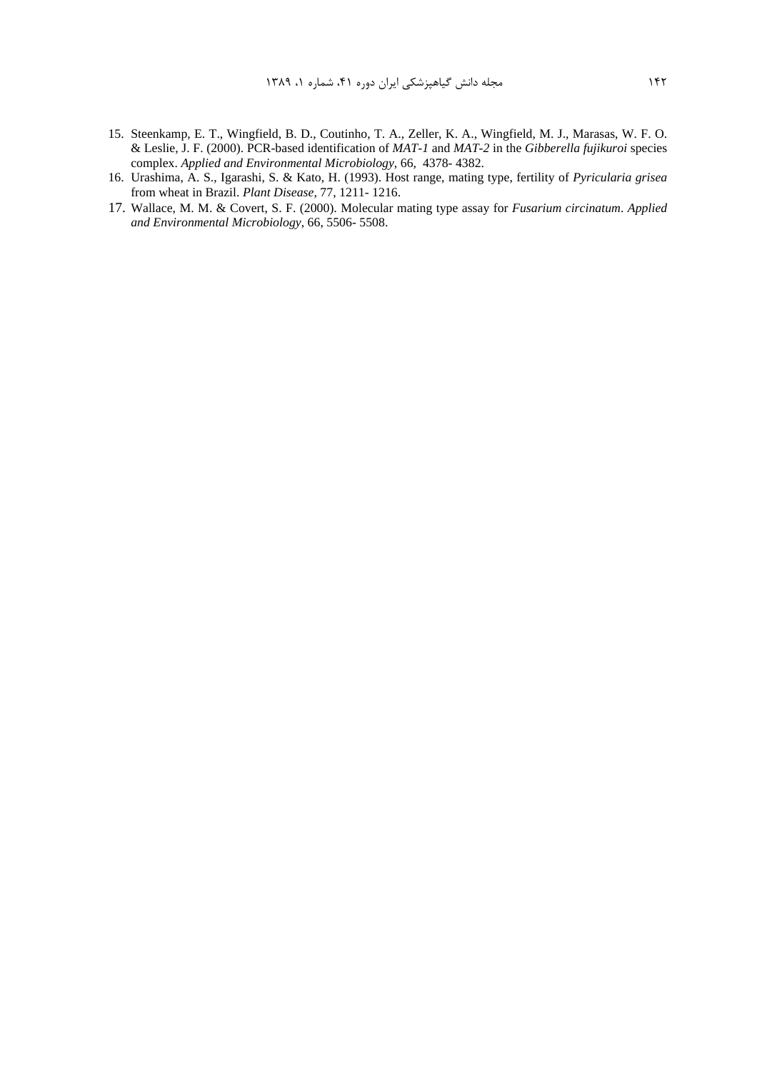15. Steenkamp, E. T., Wingfield, B. D., Coutinho, T. A., Zeller, K. A., Wingfield, M. J., Marasas, W. F. O. & Leslie, J. F. (2000). PCR-based identification of *MAT-1* and *MAT-2* in the *Gibberella fujikuroi* species complex. *Applied and Environmental Microbiology*, 66, 4378- 4382.
16. Urashima, A. S., Igarashi, S. & Kato, H. (1993). Host range, mating type, fertility of *Pyricularia grisea* from wheat in Brazil. *Plant Disease*, 77, 1211- 1216.
17. Wallace, M. M. & Covert, S. F. (2000). Molecular mating type assay for *Fusarium circinatum*. *Applied and Environmental Microbiology*, 66, 5506- 5508.